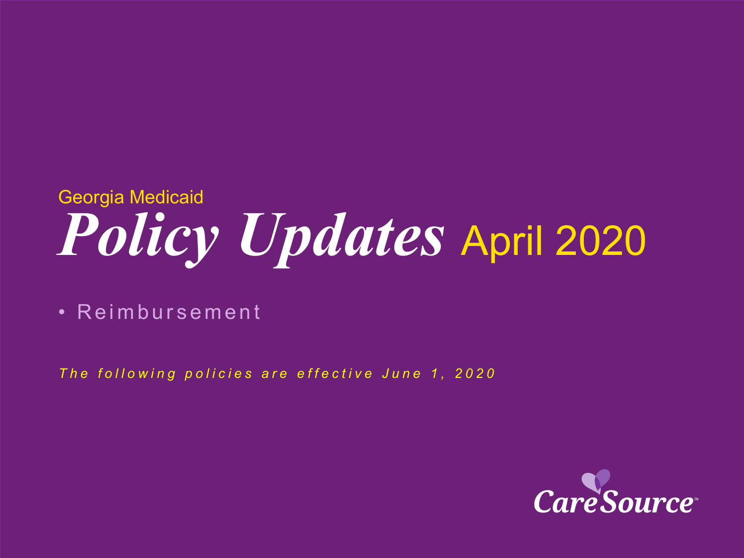Georgia Medicaid

# *Policy Updates* April 2020

- Reimbursement

*The following policies are effective June 1, 2020*

CareSource™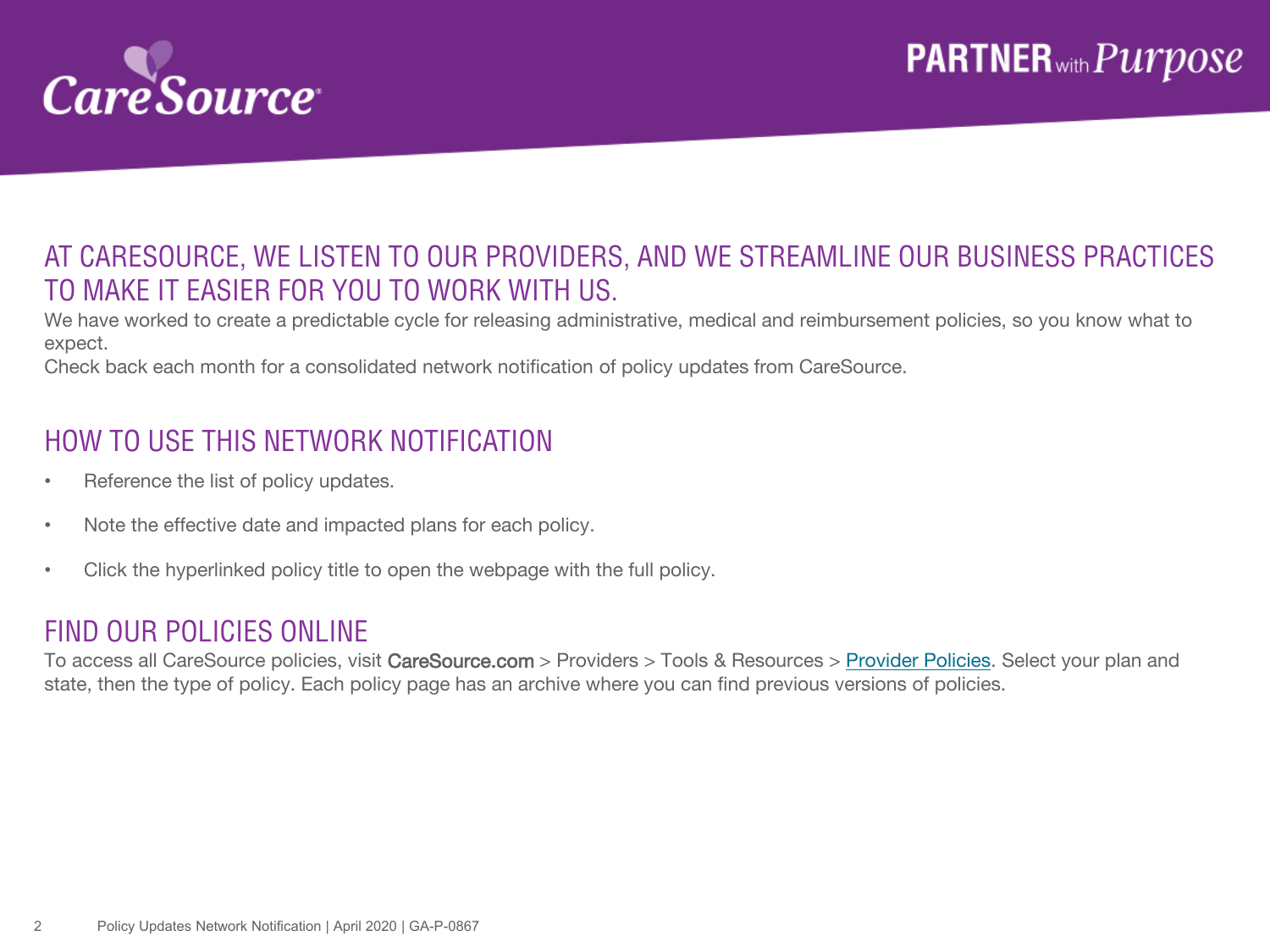## AT CARESOURCE, WE LISTEN TO OUR PROVIDERS, AND WE STREAMLINE OUR BUSINESS PRACTICES TO MAKE IT EASIER FOR YOU TO WORK WITH US.

We have worked to create a predictable cycle for releasing administrative, medical and reimbursement policies, so you know what to expect.

Check back each month for a consolidated network notification of policy updates from CareSource.

## HOW TO USE THIS NETWORK NOTIFICATION

- Reference the list of policy updates.
- Note the effective date and impacted plans for each policy.
- Click the hyperlinked policy title to open the webpage with the full policy.

## FIND OUR POLICIES ONLINE

To access all CareSource policies, visit CareSource.com > Providers > Tools & Resources > Provider Policies. Select your plan and state, then the type of policy. Each policy page has an archive where you can find previous versions of policies.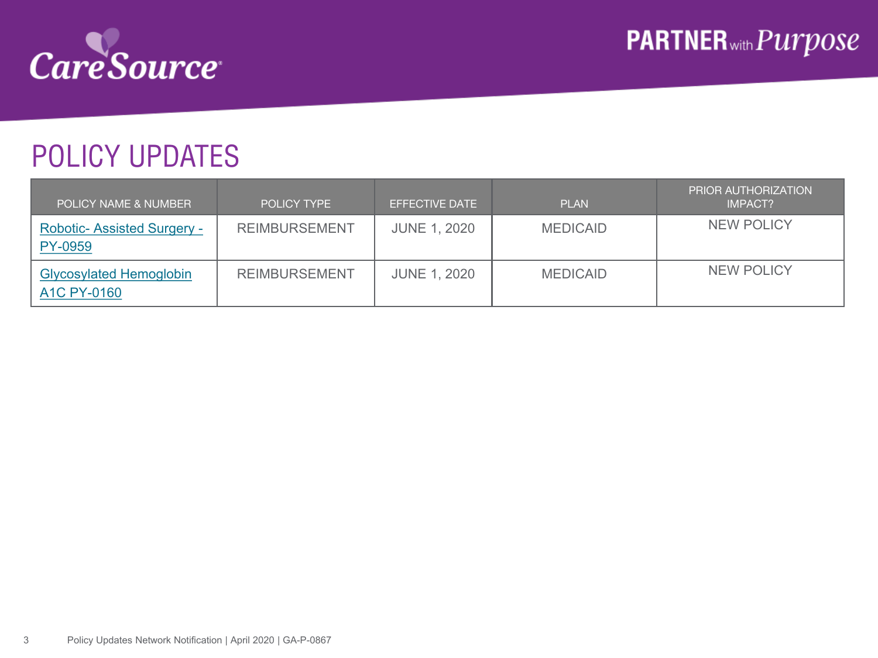# POLICY UPDATES

| POLICY NAME & NUMBER | POLICY TYPE | EFFECTIVE DATE | PLAN | PRIOR AUTHORIZATION IMPACT? |
|---|---|---|---|---|
| Robotic- Assisted Surgery - PY-0959 | REIMBURSEMENT | JUNE 1, 2020 | MEDICAID | NEW POLICY |
| Glycosylated Hemoglobin A1C PY-0160 | REIMBURSEMENT | JUNE 1, 2020 | MEDICAID | NEW POLICY |